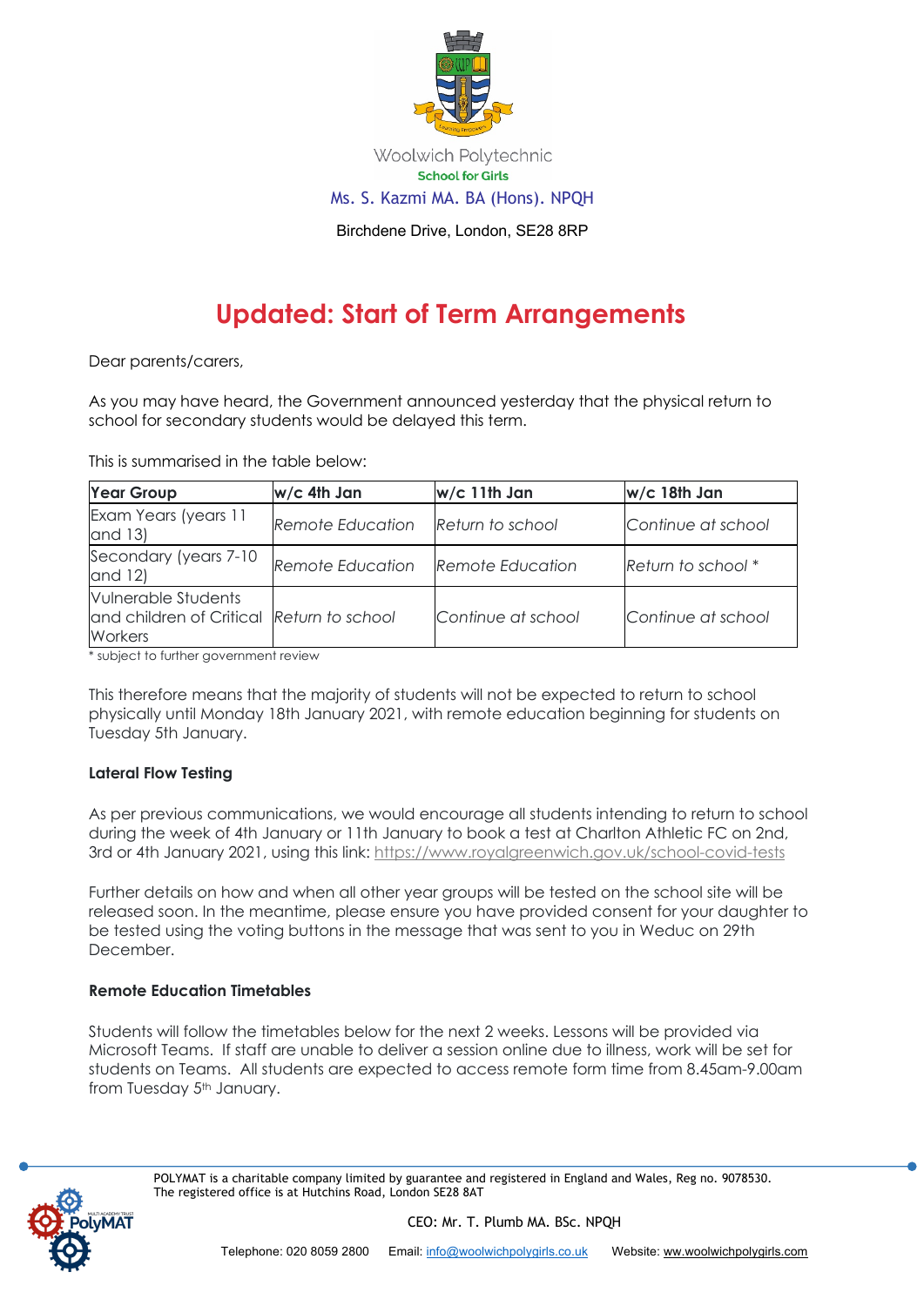Woolwich Polytechnic
School for Girls
Ms. S. Kazmi MA. BA (Hons). NPQH

Birchdene Drive, London, SE28 8RP

# Updated: Start of Term Arrangements

Dear parents/carers,

As you may have heard, the Government announced yesterday that the physical return to school for secondary students would be delayed this term.

This is summarised in the table below:

| Year Group | w/c 4th Jan | w/c 11th Jan | w/c 18th Jan |
|---|---|---|---|
| Exam Years (years 11 and 13) | *Remote Education* | *Return to school* | *Continue at school* |
| Secondary (years 7-10 and 12) | *Remote Education* | *Remote Education* | *Return to school* * |
| Vulnerable Students and children of Critical Workers | *Return to school* | *Continue at school* | *Continue at school* |

* subject to further government review

This therefore means that the majority of students will not be expected to return to school physically until Monday 18th January 2021, with remote education beginning for students on Tuesday 5th January.

### Lateral Flow Testing

As per previous communications, we would encourage all students intending to return to school during the week of 4th January or 11th January to book a test at Charlton Athletic FC on 2nd, 3rd or 4th January 2021, using this link: https://www.royalgreenwich.gov.uk/school-covid-tests

Further details on how and when all other year groups will be tested on the school site will be released soon. In the meantime, please ensure you have provided consent for your daughter to be tested using the voting buttons in the message that was sent to you in Weduc on 29th December.

### Remote Education Timetables

Students will follow the timetables below for the next 2 weeks. Lessons will be provided via Microsoft Teams. If staff are unable to deliver a session online due to illness, work will be set for students on Teams. All students are expected to access remote form time from 8.45am-9.00am from Tuesday 5th January.

POLYMAT is a charitable company limited by guarantee and registered in England and Wales, Reg no. 9078530. The registered office is at Hutchins Road, London SE28 8AT

CEO: Mr. T. Plumb MA. BSc. NPQH

Telephone: 020 8059 2800 Email: info@woolwichpolygirls.co.uk Website: ww.woolwichpolygirls.com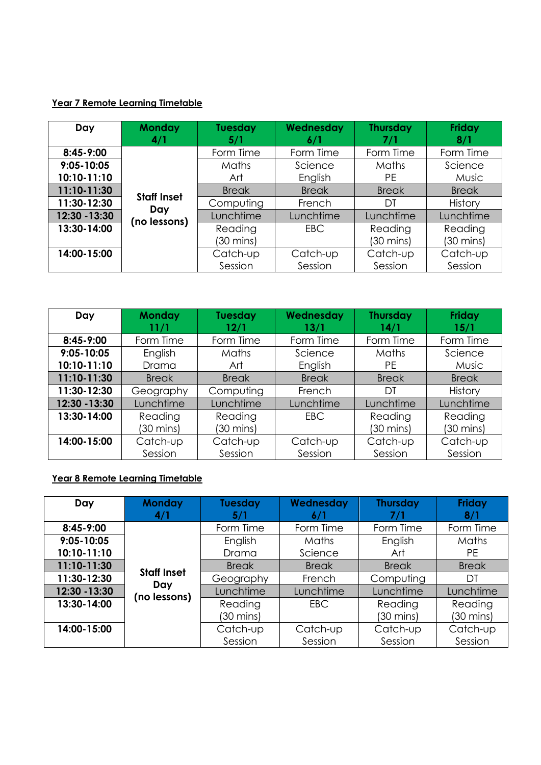**Year 7 Remote Learning Timetable**

| Day | Monday 4/1 | Tuesday 5/1 | Wednesday 6/1 | Thursday 7/1 | Friday 8/1 |
|---|---|---|---|---|---|
| 8:45-9:00 | Staff Inset Day (no lessons) | Form Time | Form Time | Form Time | Form Time |
| 9:05-10:05 | | Maths | Science | Maths | Science |
| 10:10-11:10 | | Art | English | PE | Music |
| 11:10-11:30 | | Break | Break | Break | Break |
| 11:30-12:30 | | Computing | French | DT | History |
| 12:30 -13:30 | | Lunchtime | Lunchtime | Lunchtime | Lunchtime |
| 13:30-14:00 | | Reading (30 mins) | EBC | Reading (30 mins) | Reading (30 mins) |
| 14:00-15:00 | | Catch-up Session | Catch-up Session | Catch-up Session | Catch-up Session |

| Day | Monday 11/1 | Tuesday 12/1 | Wednesday 13/1 | Thursday 14/1 | Friday 15/1 |
|---|---|---|---|---|---|
| 8:45-9:00 | Form Time | Form Time | Form Time | Form Time | Form Time |
| 9:05-10:05 | English | Maths | Science | Maths | Science |
| 10:10-11:10 | Drama | Art | English | PE | Music |
| 11:10-11:30 | Break | Break | Break | Break | Break |
| 11:30-12:30 | Geography | Computing | French | DT | History |
| 12:30 -13:30 | Lunchtime | Lunchtime | Lunchtime | Lunchtime | Lunchtime |
| 13:30-14:00 | Reading (30 mins) | Reading (30 mins) | EBC | Reading (30 mins) | Reading (30 mins) |
| 14:00-15:00 | Catch-up Session | Catch-up Session | Catch-up Session | Catch-up Session | Catch-up Session |

**Year 8 Remote Learning Timetable**

| Day | Monday 4/1 | Tuesday 5/1 | Wednesday 6/1 | Thursday 7/1 | Friday 8/1 |
|---|---|---|---|---|---|
| 8:45-9:00 | Staff Inset Day (no lessons) | Form Time | Form Time | Form Time | Form Time |
| 9:05-10:05 | | English | Maths | English | Maths |
| 10:10-11:10 | | Drama | Science | Art | PE |
| 11:10-11:30 | | Break | Break | Break | Break |
| 11:30-12:30 | | Geography | French | Computing | DT |
| 12:30 -13:30 | | Lunchtime | Lunchtime | Lunchtime | Lunchtime |
| 13:30-14:00 | | Reading (30 mins) | EBC | Reading (30 mins) | Reading (30 mins) |
| 14:00-15:00 | | Catch-up Session | Catch-up Session | Catch-up Session | Catch-up Session |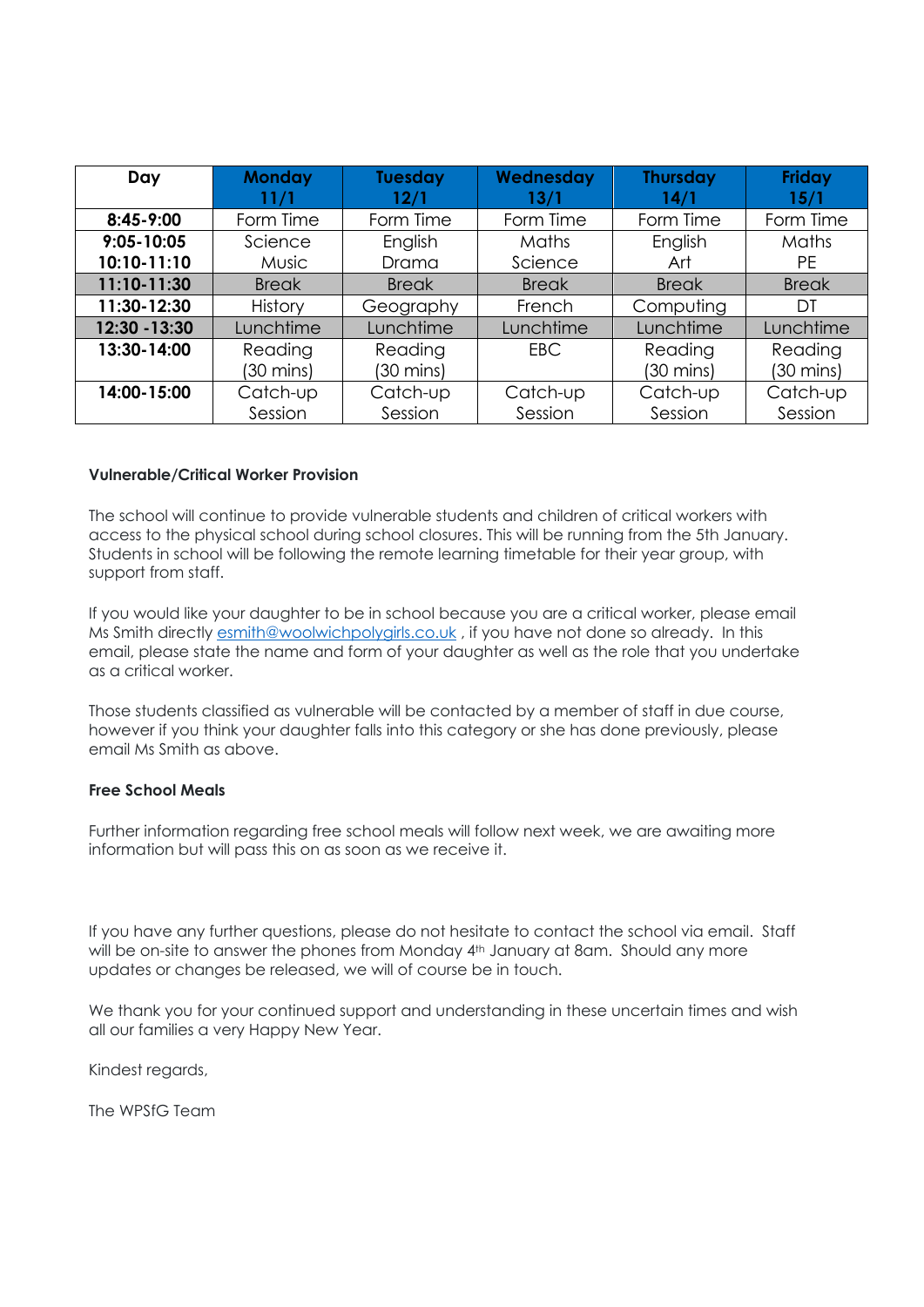| Day | Monday 11/1 | Tuesday 12/1 | Wednesday 13/1 | Thursday 14/1 | Friday 15/1 |
|---|---|---|---|---|---|
| 8:45-9:00 | Form Time | Form Time | Form Time | Form Time | Form Time |
| 9:05-10:05 | Science | English | Maths | English | Maths |
| 10:10-11:10 | Music | Drama | Science | Art | PE |
| 11:10-11:30 | Break | Break | Break | Break | Break |
| 11:30-12:30 | History | Geography | French | Computing | DT |
| 12:30 -13:30 | Lunchtime | Lunchtime | Lunchtime | Lunchtime | Lunchtime |
| 13:30-14:00 | Reading (30 mins) | Reading (30 mins) | EBC | Reading (30 mins) | Reading (30 mins) |
| 14:00-15:00 | Catch-up Session | Catch-up Session | Catch-up Session | Catch-up Session | Catch-up Session |

**Vulnerable/Critical Worker Provision**

The school will continue to provide vulnerable students and children of critical workers with access to the physical school during school closures. This will be running from the 5th January. Students in school will be following the remote learning timetable for their year group, with support from staff.

If you would like your daughter to be in school because you are a critical worker, please email Ms Smith directly esmith@woolwichpolygirls.co.uk , if you have not done so already. In this email, please state the name and form of your daughter as well as the role that you undertake as a critical worker.

Those students classified as vulnerable will be contacted by a member of staff in due course, however if you think your daughter falls into this category or she has done previously, please email Ms Smith as above.

**Free School Meals**

Further information regarding free school meals will follow next week, we are awaiting more information but will pass this on as soon as we receive it.

If you have any further questions, please do not hesitate to contact the school via email. Staff will be on-site to answer the phones from Monday 4th January at 8am. Should any more updates or changes be released, we will of course be in touch.

We thank you for your continued support and understanding in these uncertain times and wish all our families a very Happy New Year.

Kindest regards,

The WPSfG Team